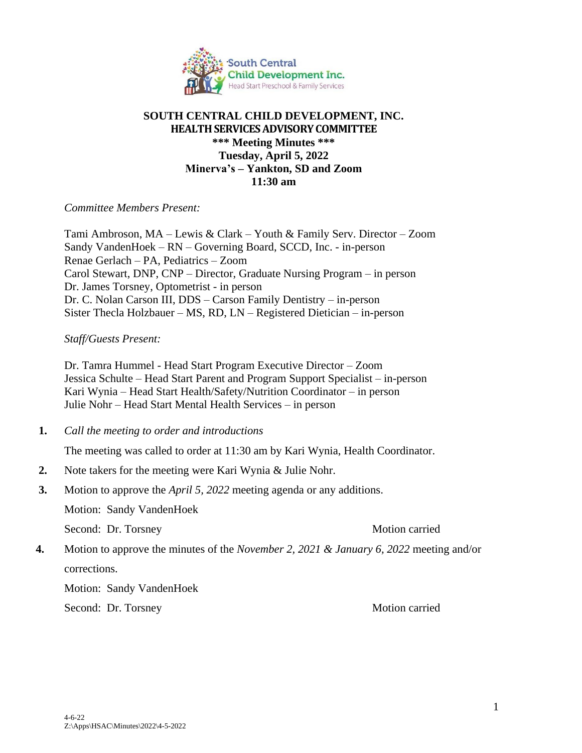# SOUTH CENTRAL CHILD DEVELOPMENT, INC.
## HEALTH SERVICES ADVISORY COMMITTEE
### *** Meeting Minutes ***
### Tuesday, April 5, 2022
### Minerva's – Yankton, SD and Zoom
### 11:30 am

*Committee Members Present:*

Tami Ambroson, MA – Lewis & Clark – Youth & Family Serv. Director – Zoom
Sandy VandenHoek – RN – Governing Board, SCCD, Inc. - in-person
Renae Gerlach – PA, Pediatrics – Zoom
Carol Stewart, DNP, CNP – Director, Graduate Nursing Program – in person
Dr. James Torsney, Optometrist - in person
Dr. C. Nolan Carson III, DDS – Carson Family Dentistry – in-person
Sister Thecla Holzbauer – MS, RD, LN – Registered Dietician – in-person

*Staff/Guests Present:*

Dr. Tamra Hummel - Head Start Program Executive Director – Zoom
Jessica Schulte – Head Start Parent and Program Support Specialist – in-person
Kari Wynia – Head Start Health/Safety/Nutrition Coordinator – in person
Julie Nohr – Head Start Mental Health Services – in person

1. *Call the meeting to order and introductions*

   The meeting was called to order at 11:30 am by Kari Wynia, Health Coordinator.

2. Note takers for the meeting were Kari Wynia & Julie Nohr.

3. Motion to approve the *April 5, 2022* meeting agenda or any additions.

   Motion: Sandy VandenHoek

   Second: Dr. Torsney — Motion carried

4. Motion to approve the minutes of the *November 2, 2021 & January 6, 2022* meeting and/or corrections.

   Motion: Sandy VandenHoek

   Second: Dr. Torsney — Motion carried

4-6-22
Z:\Apps\HSAC\Minutes\2022\4-5-2022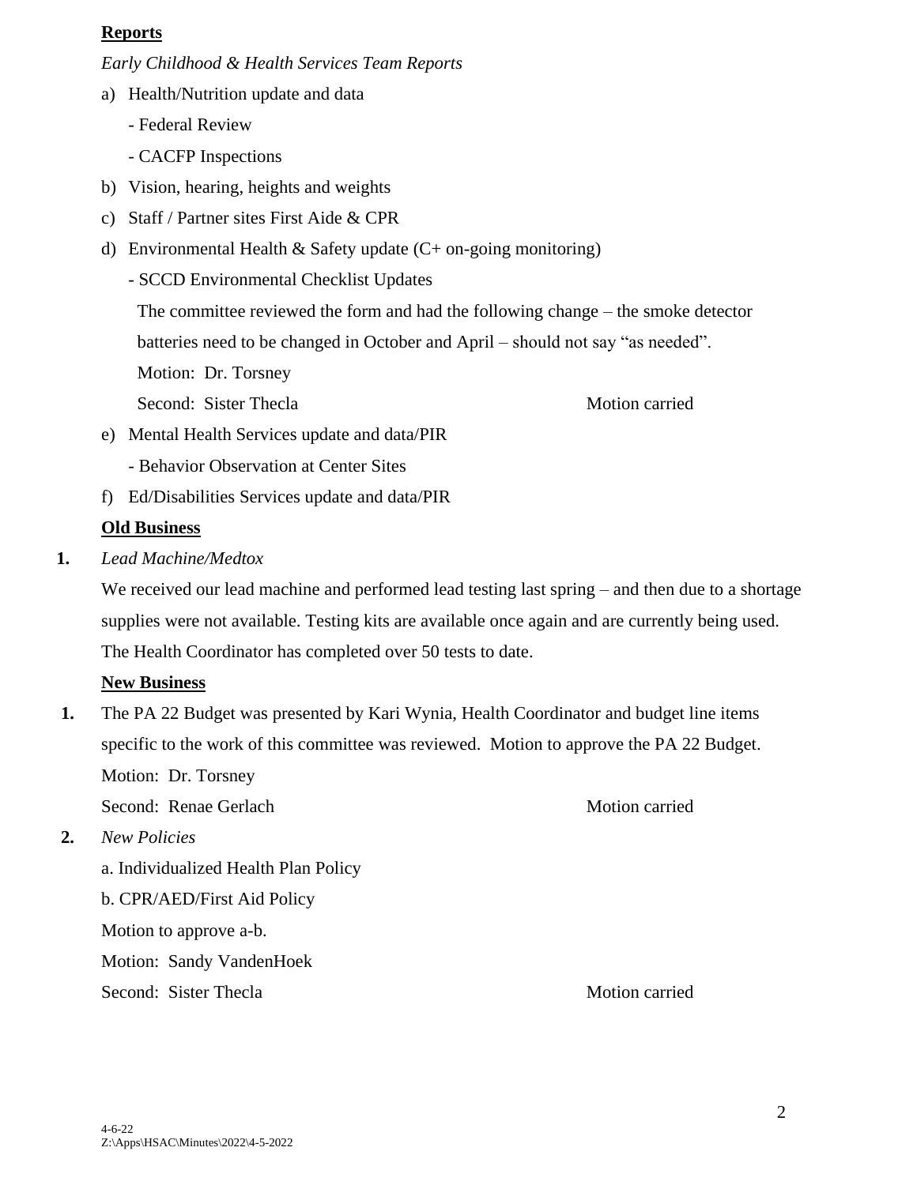**Reports**

*Early Childhood & Health Services Team Reports*

a) Health/Nutrition update and data

- Federal Review
- CACFP Inspections

b) Vision, hearing, heights and weights

c) Staff / Partner sites First Aide & CPR

d) Environmental Health & Safety update (C+ on-going monitoring)

- SCCD Environmental Checklist Updates

The committee reviewed the form and had the following change – the smoke detector batteries need to be changed in October and April – should not say "as needed".

Motion: Dr. Torsney

Second: Sister Thecla Motion carried

e) Mental Health Services update and data/PIR

- Behavior Observation at Center Sites

f) Ed/Disabilities Services update and data/PIR

**Old Business**

**1.** *Lead Machine/Medtox*

We received our lead machine and performed lead testing last spring – and then due to a shortage supplies were not available. Testing kits are available once again and are currently being used. The Health Coordinator has completed over 50 tests to date.

**New Business**

**1.** The PA 22 Budget was presented by Kari Wynia, Health Coordinator and budget line items specific to the work of this committee was reviewed. Motion to approve the PA 22 Budget.

Motion: Dr. Torsney

Second: Renae Gerlach Motion carried

**2.** *New Policies*

a. Individualized Health Plan Policy

b. CPR/AED/First Aid Policy

Motion to approve a-b.

Motion: Sandy VandenHoek

Second: Sister Thecla Motion carried

4-6-22
Z:\Apps\HSAC\Minutes\2022\4-5-2022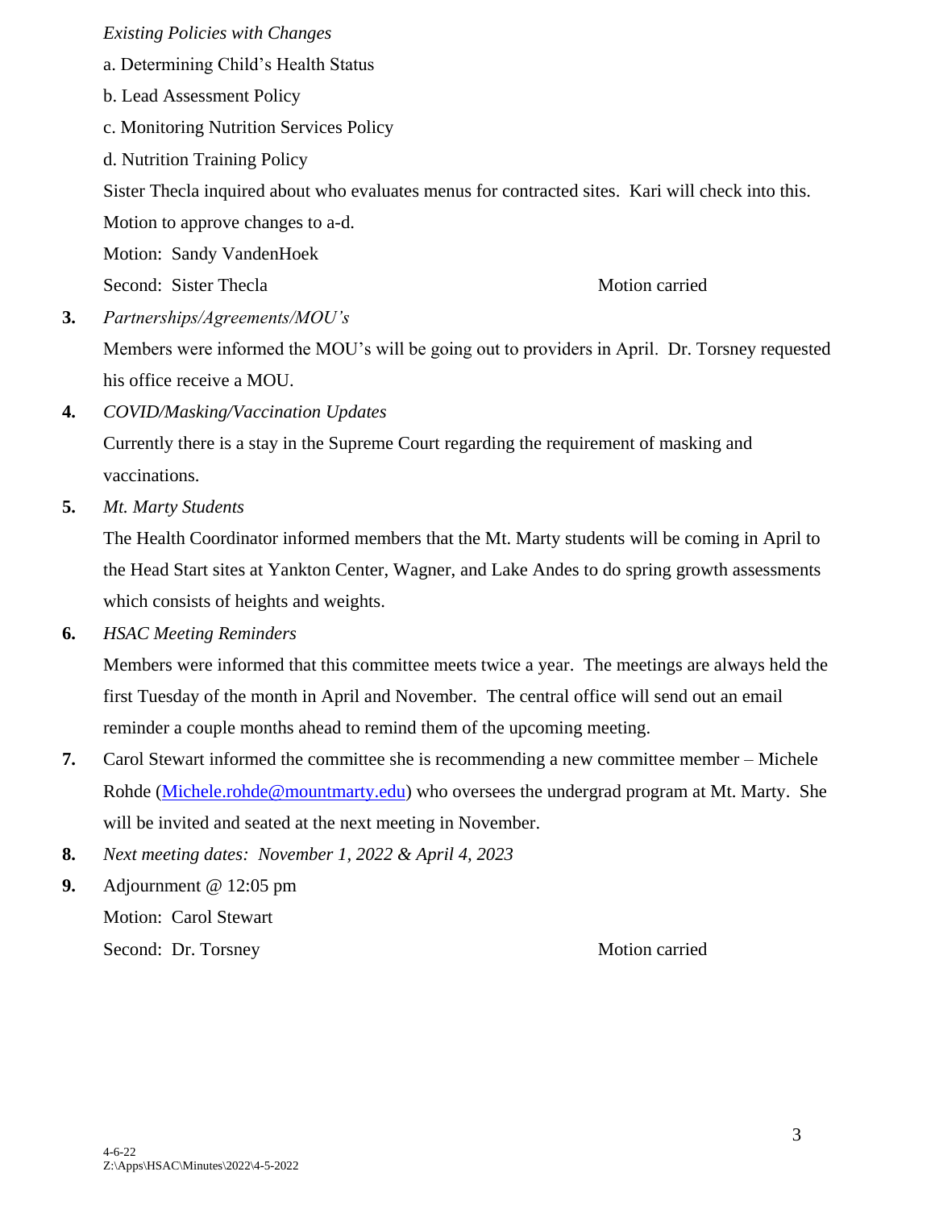*Existing Policies with Changes*

a. Determining Child's Health Status

b. Lead Assessment Policy

c. Monitoring Nutrition Services Policy

d. Nutrition Training Policy

Sister Thecla inquired about who evaluates menus for contracted sites. Kari will check into this.

Motion to approve changes to a-d.

Motion: Sandy VandenHoek

Second: Sister Thecla — Motion carried

3. *Partnerships/Agreements/MOU's*

   Members were informed the MOU's will be going out to providers in April. Dr. Torsney requested his office receive a MOU.

4. *COVID/Masking/Vaccination Updates*

   Currently there is a stay in the Supreme Court regarding the requirement of masking and vaccinations.

5. *Mt. Marty Students*

   The Health Coordinator informed members that the Mt. Marty students will be coming in April to the Head Start sites at Yankton Center, Wagner, and Lake Andes to do spring growth assessments which consists of heights and weights.

6. *HSAC Meeting Reminders*

   Members were informed that this committee meets twice a year. The meetings are always held the first Tuesday of the month in April and November. The central office will send out an email reminder a couple months ahead to remind them of the upcoming meeting.

7. Carol Stewart informed the committee she is recommending a new committee member – Michele Rohde (Michele.rohde@mountmarty.edu) who oversees the undergrad program at Mt. Marty. She will be invited and seated at the next meeting in November.

8. *Next meeting dates: November 1, 2022 & April 4, 2023*

9. Adjournment @ 12:05 pm

   Motion: Carol Stewart

   Second: Dr. Torsney — Motion carried

4-6-22
Z:\Apps\HSAC\Minutes\2022\4-5-2022